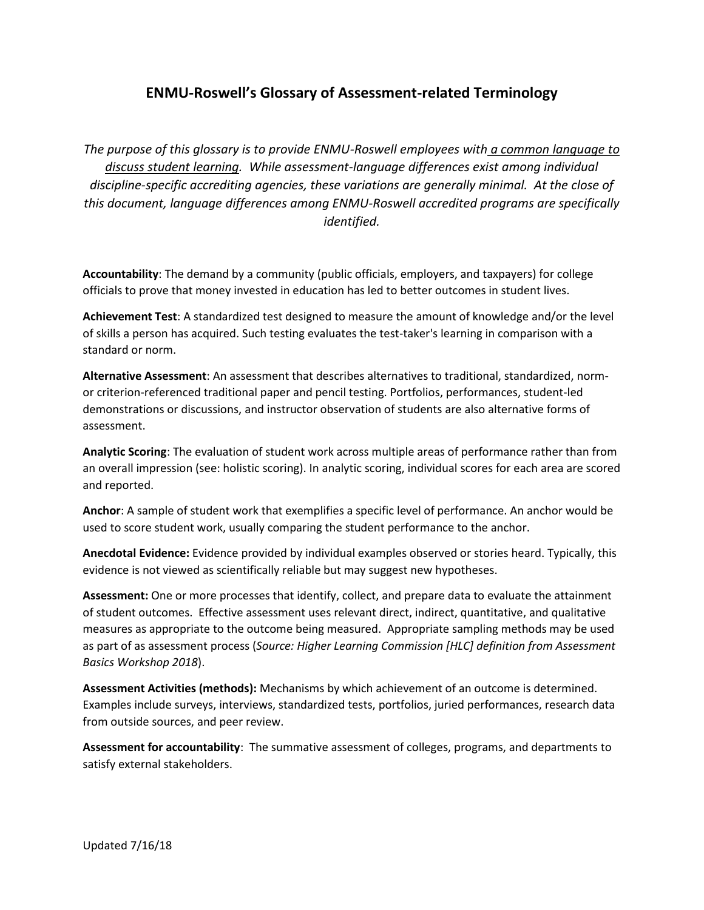# ENMU-Roswell's Glossary of Assessment-related Terminology

*The purpose of this glossary is to provide ENMU-Roswell employees with a common language to discuss student learning. While assessment-language differences exist among individual discipline-specific accrediting agencies, these variations are generally minimal. At the close of this document, language differences among ENMU-Roswell accredited programs are specifically identified.*

**Accountability**: The demand by a community (public officials, employers, and taxpayers) for college officials to prove that money invested in education has led to better outcomes in student lives.

**Achievement Test**: A standardized test designed to measure the amount of knowledge and/or the level of skills a person has acquired. Such testing evaluates the test-taker's learning in comparison with a standard or norm.

**Alternative Assessment**: An assessment that describes alternatives to traditional, standardized, norm- or criterion-referenced traditional paper and pencil testing. Portfolios, performances, student-led demonstrations or discussions, and instructor observation of students are also alternative forms of assessment.

**Analytic Scoring**: The evaluation of student work across multiple areas of performance rather than from an overall impression (see: holistic scoring). In analytic scoring, individual scores for each area are scored and reported.

**Anchor**: A sample of student work that exemplifies a specific level of performance. An anchor would be used to score student work, usually comparing the student performance to the anchor.

**Anecdotal Evidence:** Evidence provided by individual examples observed or stories heard. Typically, this evidence is not viewed as scientifically reliable but may suggest new hypotheses.

**Assessment:** One or more processes that identify, collect, and prepare data to evaluate the attainment of student outcomes. Effective assessment uses relevant direct, indirect, quantitative, and qualitative measures as appropriate to the outcome being measured. Appropriate sampling methods may be used as part of as assessment process (*Source: Higher Learning Commission [HLC] definition from Assessment Basics Workshop 2018*).

**Assessment Activities (methods):** Mechanisms by which achievement of an outcome is determined. Examples include surveys, interviews, standardized tests, portfolios, juried performances, research data from outside sources, and peer review.

**Assessment for accountability**: The summative assessment of colleges, programs, and departments to satisfy external stakeholders.

Updated 7/16/18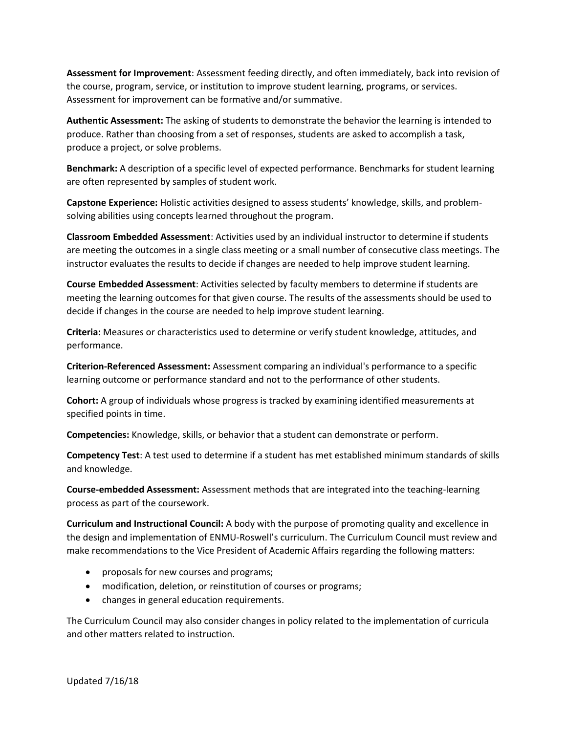**Assessment for Improvement**: Assessment feeding directly, and often immediately, back into revision of the course, program, service, or institution to improve student learning, programs, or services. Assessment for improvement can be formative and/or summative.

**Authentic Assessment:** The asking of students to demonstrate the behavior the learning is intended to produce. Rather than choosing from a set of responses, students are asked to accomplish a task, produce a project, or solve problems.

**Benchmark:** A description of a specific level of expected performance. Benchmarks for student learning are often represented by samples of student work.

**Capstone Experience:** Holistic activities designed to assess students' knowledge, skills, and problem-solving abilities using concepts learned throughout the program.

**Classroom Embedded Assessment**: Activities used by an individual instructor to determine if students are meeting the outcomes in a single class meeting or a small number of consecutive class meetings. The instructor evaluates the results to decide if changes are needed to help improve student learning.

**Course Embedded Assessment**: Activities selected by faculty members to determine if students are meeting the learning outcomes for that given course. The results of the assessments should be used to decide if changes in the course are needed to help improve student learning.

**Criteria:** Measures or characteristics used to determine or verify student knowledge, attitudes, and performance.

**Criterion-Referenced Assessment:** Assessment comparing an individual's performance to a specific learning outcome or performance standard and not to the performance of other students.

**Cohort:** A group of individuals whose progress is tracked by examining identified measurements at specified points in time.

**Competencies:** Knowledge, skills, or behavior that a student can demonstrate or perform.

**Competency Test**: A test used to determine if a student has met established minimum standards of skills and knowledge.

**Course-embedded Assessment:** Assessment methods that are integrated into the teaching-learning process as part of the coursework.

**Curriculum and Instructional Council:** A body with the purpose of promoting quality and excellence in the design and implementation of ENMU-Roswell's curriculum. The Curriculum Council must review and make recommendations to the Vice President of Academic Affairs regarding the following matters:

- proposals for new courses and programs;
- modification, deletion, or reinstitution of courses or programs;
- changes in general education requirements.

The Curriculum Council may also consider changes in policy related to the implementation of curricula and other matters related to instruction.

Updated 7/16/18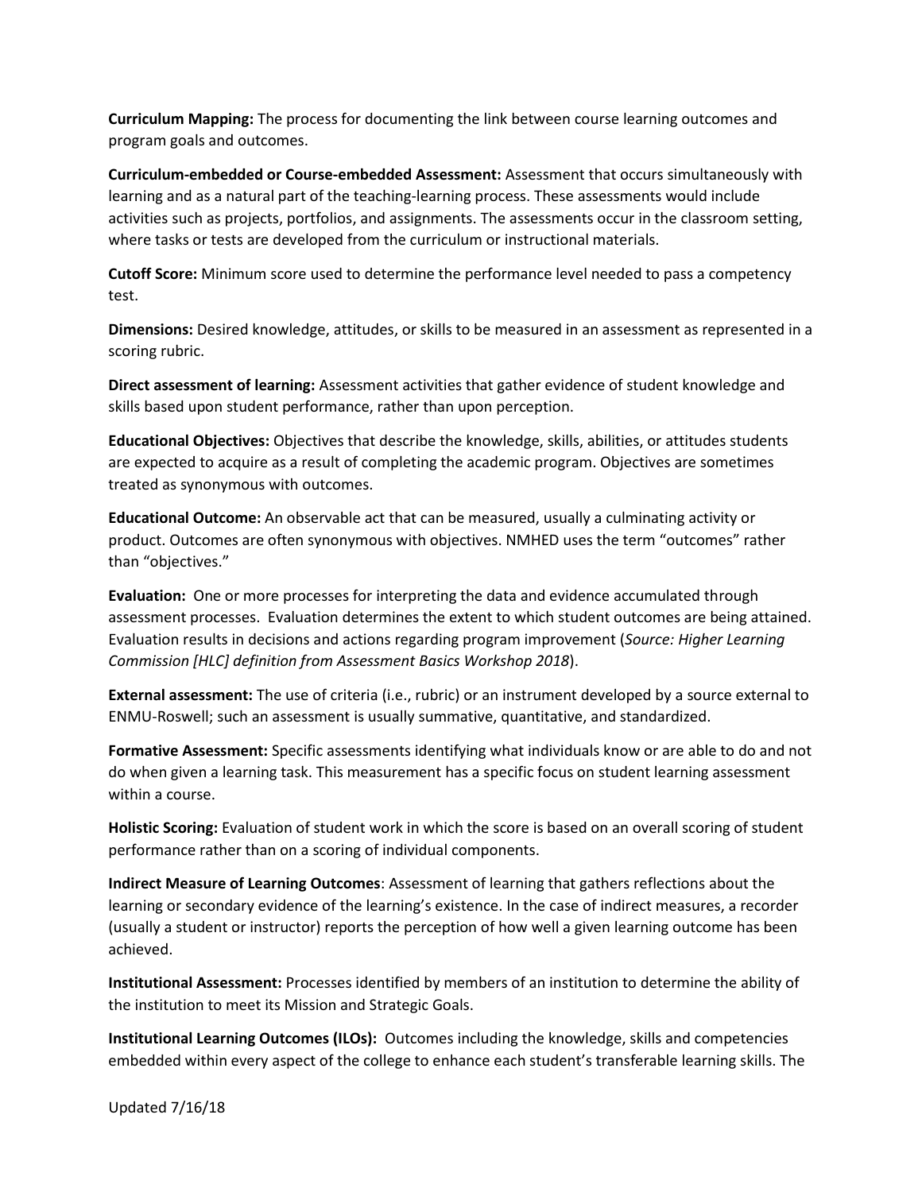**Curriculum Mapping:** The process for documenting the link between course learning outcomes and program goals and outcomes.

**Curriculum-embedded or Course-embedded Assessment:** Assessment that occurs simultaneously with learning and as a natural part of the teaching-learning process. These assessments would include activities such as projects, portfolios, and assignments. The assessments occur in the classroom setting, where tasks or tests are developed from the curriculum or instructional materials.

**Cutoff Score:** Minimum score used to determine the performance level needed to pass a competency test.

**Dimensions:** Desired knowledge, attitudes, or skills to be measured in an assessment as represented in a scoring rubric.

**Direct assessment of learning:** Assessment activities that gather evidence of student knowledge and skills based upon student performance, rather than upon perception.

**Educational Objectives:** Objectives that describe the knowledge, skills, abilities, or attitudes students are expected to acquire as a result of completing the academic program. Objectives are sometimes treated as synonymous with outcomes.

**Educational Outcome:** An observable act that can be measured, usually a culminating activity or product. Outcomes are often synonymous with objectives. NMHED uses the term "outcomes" rather than "objectives."

**Evaluation:** One or more processes for interpreting the data and evidence accumulated through assessment processes. Evaluation determines the extent to which student outcomes are being attained. Evaluation results in decisions and actions regarding program improvement (*Source: Higher Learning Commission [HLC] definition from Assessment Basics Workshop 2018*).

**External assessment:** The use of criteria (i.e., rubric) or an instrument developed by a source external to ENMU-Roswell; such an assessment is usually summative, quantitative, and standardized.

**Formative Assessment:** Specific assessments identifying what individuals know or are able to do and not do when given a learning task. This measurement has a specific focus on student learning assessment within a course.

**Holistic Scoring:** Evaluation of student work in which the score is based on an overall scoring of student performance rather than on a scoring of individual components.

**Indirect Measure of Learning Outcomes**: Assessment of learning that gathers reflections about the learning or secondary evidence of the learning's existence. In the case of indirect measures, a recorder (usually a student or instructor) reports the perception of how well a given learning outcome has been achieved.

**Institutional Assessment:** Processes identified by members of an institution to determine the ability of the institution to meet its Mission and Strategic Goals.

**Institutional Learning Outcomes (ILOs):** Outcomes including the knowledge, skills and competencies embedded within every aspect of the college to enhance each student's transferable learning skills. The

Updated 7/16/18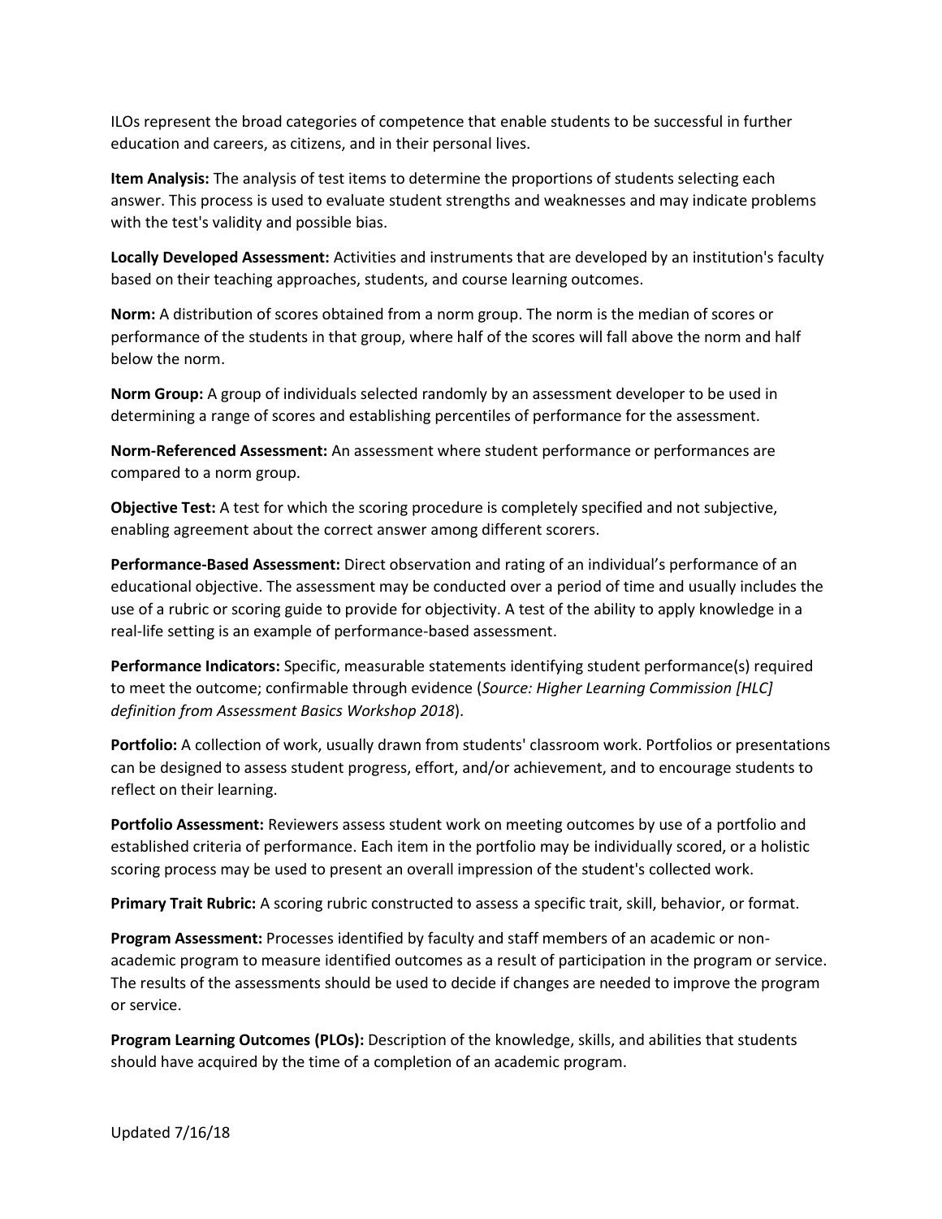ILOs represent the broad categories of competence that enable students to be successful in further education and careers, as citizens, and in their personal lives.

**Item Analysis:** The analysis of test items to determine the proportions of students selecting each answer. This process is used to evaluate student strengths and weaknesses and may indicate problems with the test's validity and possible bias.

**Locally Developed Assessment:** Activities and instruments that are developed by an institution's faculty based on their teaching approaches, students, and course learning outcomes.

**Norm:** A distribution of scores obtained from a norm group. The norm is the median of scores or performance of the students in that group, where half of the scores will fall above the norm and half below the norm.

**Norm Group:** A group of individuals selected randomly by an assessment developer to be used in determining a range of scores and establishing percentiles of performance for the assessment.

**Norm-Referenced Assessment:** An assessment where student performance or performances are compared to a norm group.

**Objective Test:** A test for which the scoring procedure is completely specified and not subjective, enabling agreement about the correct answer among different scorers.

**Performance-Based Assessment:** Direct observation and rating of an individual's performance of an educational objective. The assessment may be conducted over a period of time and usually includes the use of a rubric or scoring guide to provide for objectivity. A test of the ability to apply knowledge in a real-life setting is an example of performance-based assessment.

**Performance Indicators:** Specific, measurable statements identifying student performance(s) required to meet the outcome; confirmable through evidence (*Source: Higher Learning Commission [HLC] definition from Assessment Basics Workshop 2018*).

**Portfolio:** A collection of work, usually drawn from students' classroom work. Portfolios or presentations can be designed to assess student progress, effort, and/or achievement, and to encourage students to reflect on their learning.

**Portfolio Assessment:** Reviewers assess student work on meeting outcomes by use of a portfolio and established criteria of performance. Each item in the portfolio may be individually scored, or a holistic scoring process may be used to present an overall impression of the student's collected work.

**Primary Trait Rubric:** A scoring rubric constructed to assess a specific trait, skill, behavior, or format.

**Program Assessment:** Processes identified by faculty and staff members of an academic or non-academic program to measure identified outcomes as a result of participation in the program or service. The results of the assessments should be used to decide if changes are needed to improve the program or service.

**Program Learning Outcomes (PLOs):** Description of the knowledge, skills, and abilities that students should have acquired by the time of a completion of an academic program.

Updated 7/16/18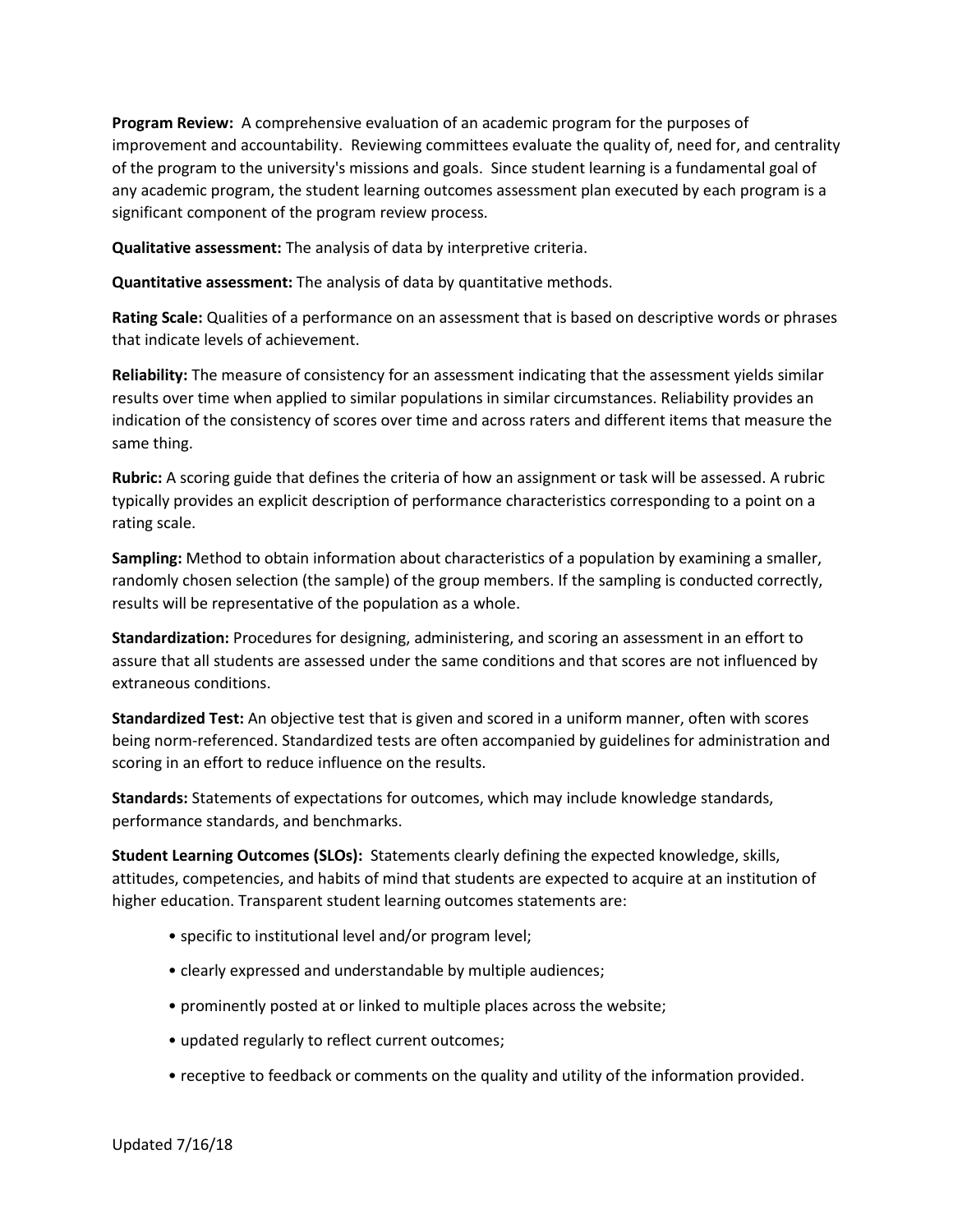**Program Review:** A comprehensive evaluation of an academic program for the purposes of improvement and accountability. Reviewing committees evaluate the quality of, need for, and centrality of the program to the university's missions and goals. Since student learning is a fundamental goal of any academic program, the student learning outcomes assessment plan executed by each program is a significant component of the program review process.

**Qualitative assessment:** The analysis of data by interpretive criteria.

**Quantitative assessment:** The analysis of data by quantitative methods.

**Rating Scale:** Qualities of a performance on an assessment that is based on descriptive words or phrases that indicate levels of achievement.

**Reliability:** The measure of consistency for an assessment indicating that the assessment yields similar results over time when applied to similar populations in similar circumstances. Reliability provides an indication of the consistency of scores over time and across raters and different items that measure the same thing.

**Rubric:** A scoring guide that defines the criteria of how an assignment or task will be assessed. A rubric typically provides an explicit description of performance characteristics corresponding to a point on a rating scale.

**Sampling:** Method to obtain information about characteristics of a population by examining a smaller, randomly chosen selection (the sample) of the group members. If the sampling is conducted correctly, results will be representative of the population as a whole.

**Standardization:** Procedures for designing, administering, and scoring an assessment in an effort to assure that all students are assessed under the same conditions and that scores are not influenced by extraneous conditions.

**Standardized Test:** An objective test that is given and scored in a uniform manner, often with scores being norm-referenced. Standardized tests are often accompanied by guidelines for administration and scoring in an effort to reduce influence on the results.

**Standards:** Statements of expectations for outcomes, which may include knowledge standards, performance standards, and benchmarks.

**Student Learning Outcomes (SLOs):** Statements clearly defining the expected knowledge, skills, attitudes, competencies, and habits of mind that students are expected to acquire at an institution of higher education. Transparent student learning outcomes statements are:

- specific to institutional level and/or program level;
- clearly expressed and understandable by multiple audiences;
- prominently posted at or linked to multiple places across the website;
- updated regularly to reflect current outcomes;
- receptive to feedback or comments on the quality and utility of the information provided.

Updated 7/16/18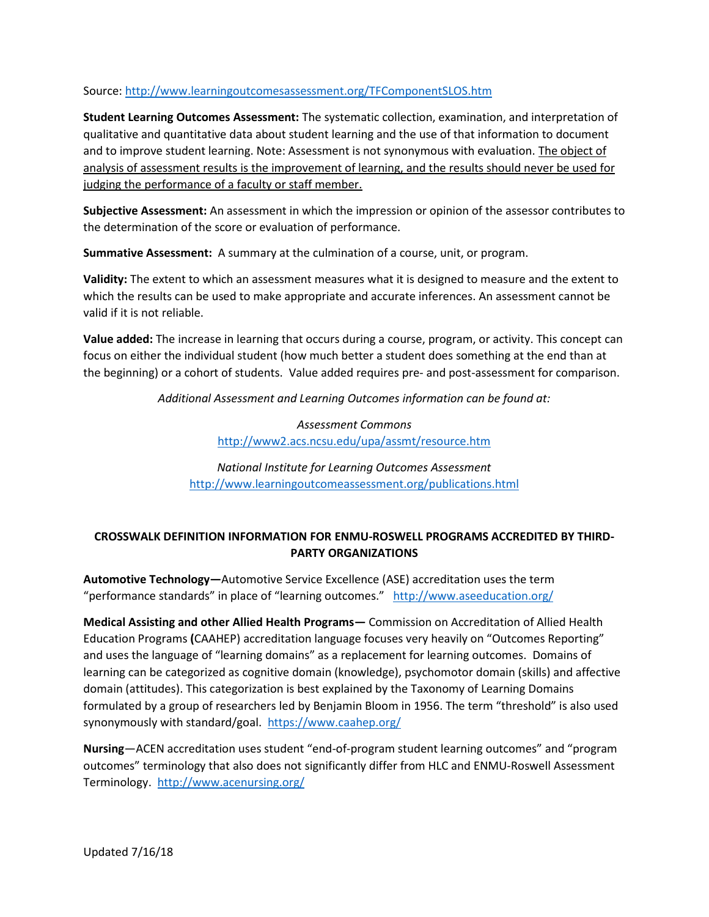Source: http://www.learningoutcomesassessment.org/TFComponentSLOS.htm

**Student Learning Outcomes Assessment:** The systematic collection, examination, and interpretation of qualitative and quantitative data about student learning and the use of that information to document and to improve student learning. Note: Assessment is not synonymous with evaluation. <u>The object of analysis of assessment results is the improvement of learning, and the results should never be used for judging the performance of a faculty or staff member.</u>

**Subjective Assessment:** An assessment in which the impression or opinion of the assessor contributes to the determination of the score or evaluation of performance.

**Summative Assessment:** A summary at the culmination of a course, unit, or program.

**Validity:** The extent to which an assessment measures what it is designed to measure and the extent to which the results can be used to make appropriate and accurate inferences. An assessment cannot be valid if it is not reliable.

**Value added:** The increase in learning that occurs during a course, program, or activity. This concept can focus on either the individual student (how much better a student does something at the end than at the beginning) or a cohort of students. Value added requires pre- and post-assessment for comparison.

*Additional Assessment and Learning Outcomes information can be found at:*

*Assessment Commons*
http://www2.acs.ncsu.edu/upa/assmt/resource.htm

*National Institute for Learning Outcomes Assessment*
http://www.learningoutcomeassessment.org/publications.html

## CROSSWALK DEFINITION INFORMATION FOR ENMU-ROSWELL PROGRAMS ACCREDITED BY THIRD-PARTY ORGANIZATIONS

**Automotive Technology—**Automotive Service Excellence (ASE) accreditation uses the term "performance standards" in place of "learning outcomes." http://www.aseeducation.org/

**Medical Assisting and other Allied Health Programs—** Commission on Accreditation of Allied Health Education Programs **(**CAAHEP) accreditation language focuses very heavily on "Outcomes Reporting" and uses the language of "learning domains" as a replacement for learning outcomes. Domains of learning can be categorized as cognitive domain (knowledge), psychomotor domain (skills) and affective domain (attitudes). This categorization is best explained by the Taxonomy of Learning Domains formulated by a group of researchers led by Benjamin Bloom in 1956. The term "threshold" is also used synonymously with standard/goal. https://www.caahep.org/

**Nursing**—ACEN accreditation uses student "end-of-program student learning outcomes" and "program outcomes" terminology that also does not significantly differ from HLC and ENMU-Roswell Assessment Terminology. http://www.acenursing.org/

Updated 7/16/18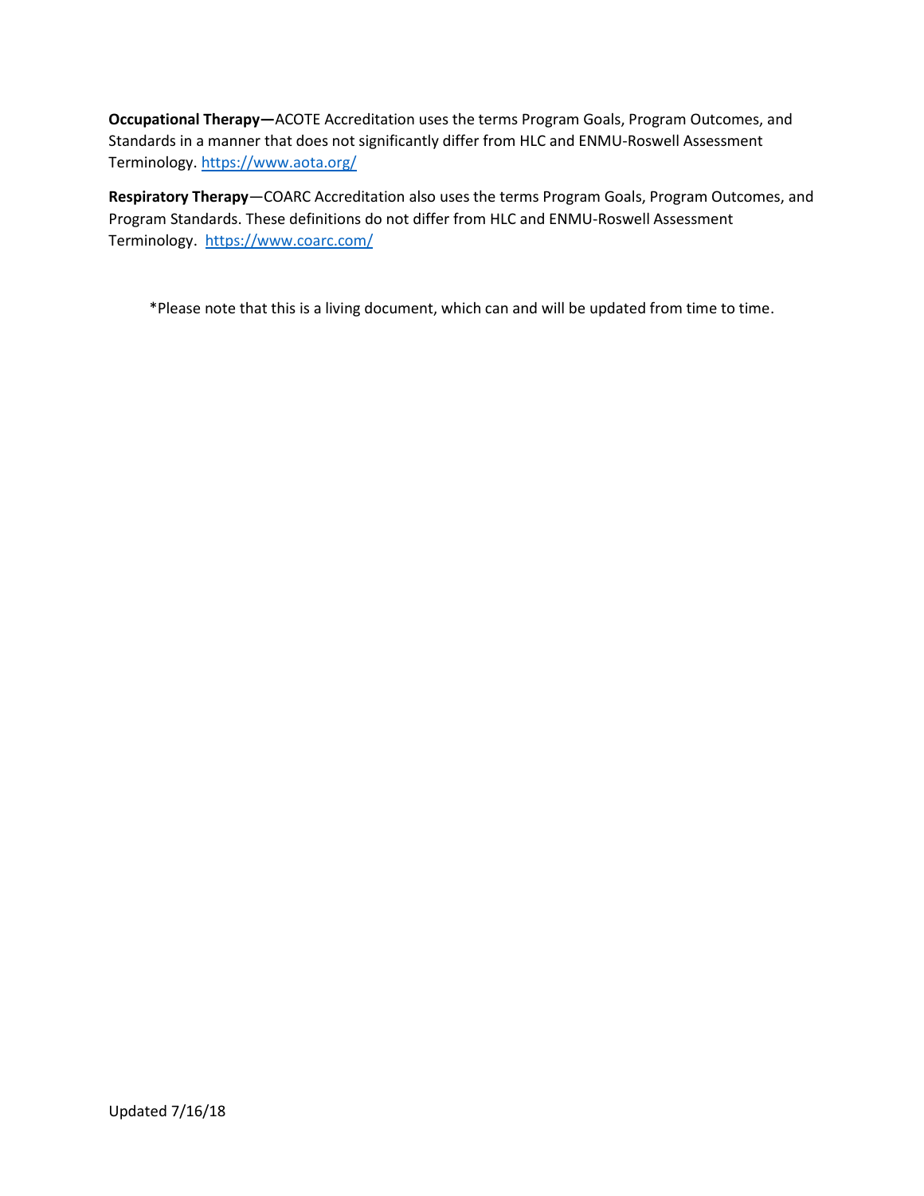**Occupational Therapy—**ACOTE Accreditation uses the terms Program Goals, Program Outcomes, and Standards in a manner that does not significantly differ from HLC and ENMU-Roswell Assessment Terminology. https://www.aota.org/

**Respiratory Therapy**—COARC Accreditation also uses the terms Program Goals, Program Outcomes, and Program Standards. These definitions do not differ from HLC and ENMU-Roswell Assessment Terminology. https://www.coarc.com/

*Please note that this is a living document, which can and will be updated from time to time.

Updated 7/16/18